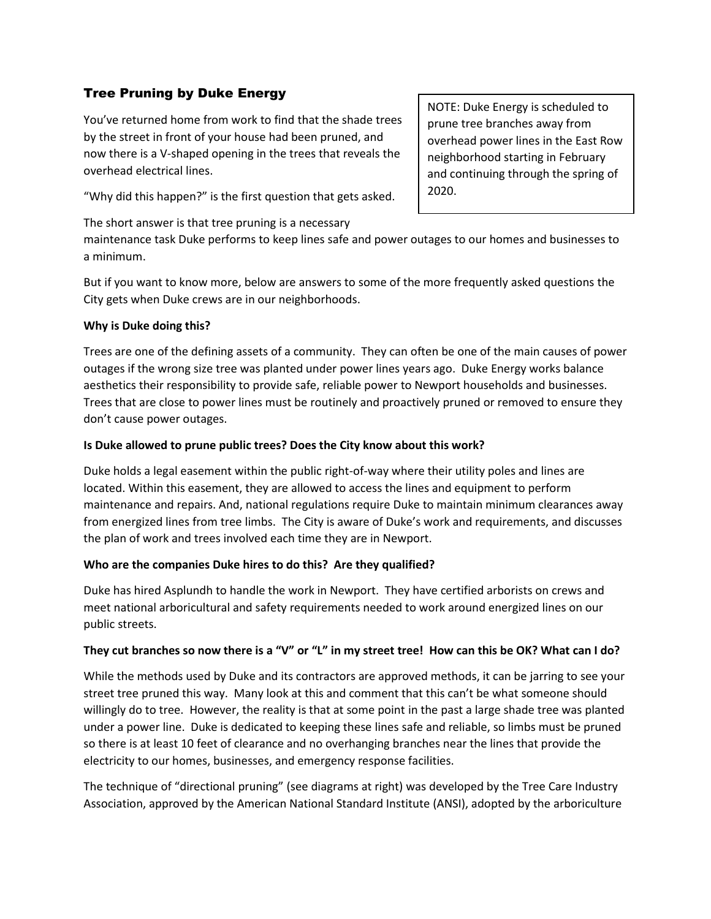## Tree Pruning by Duke Energy

> NOTE: Duke Energy is scheduled to prune tree branches away from overhead power lines in the East Row neighborhood starting in February and continuing through the spring of 2020.

You've returned home from work to find that the shade trees by the street in front of your house had been pruned, and now there is a V-shaped opening in the trees that reveals the overhead electrical lines.

"Why did this happen?" is the first question that gets asked.

The short answer is that tree pruning is a necessary maintenance task Duke performs to keep lines safe and power outages to our homes and businesses to a minimum.

But if you want to know more, below are answers to some of the more frequently asked questions the City gets when Duke crews are in our neighborhoods.

**Why is Duke doing this?**

Trees are one of the defining assets of a community. They can often be one of the main causes of power outages if the wrong size tree was planted under power lines years ago. Duke Energy works balance aesthetics their responsibility to provide safe, reliable power to Newport households and businesses. Trees that are close to power lines must be routinely and proactively pruned or removed to ensure they don't cause power outages.

**Is Duke allowed to prune public trees? Does the City know about this work?**

Duke holds a legal easement within the public right-of-way where their utility poles and lines are located. Within this easement, they are allowed to access the lines and equipment to perform maintenance and repairs. And, national regulations require Duke to maintain minimum clearances away from energized lines from tree limbs. The City is aware of Duke's work and requirements, and discusses the plan of work and trees involved each time they are in Newport.

**Who are the companies Duke hires to do this? Are they qualified?**

Duke has hired Asplundh to handle the work in Newport. They have certified arborists on crews and meet national arboricultural and safety requirements needed to work around energized lines on our public streets.

**They cut branches so now there is a "V" or "L" in my street tree! How can this be OK? What can I do?**

While the methods used by Duke and its contractors are approved methods, it can be jarring to see your street tree pruned this way. Many look at this and comment that this can't be what someone should willingly do to tree. However, the reality is that at some point in the past a large shade tree was planted under a power line. Duke is dedicated to keeping these lines safe and reliable, so limbs must be pruned so there is at least 10 feet of clearance and no overhanging branches near the lines that provide the electricity to our homes, businesses, and emergency response facilities.

The technique of "directional pruning" (see diagrams at right) was developed by the Tree Care Industry Association, approved by the American National Standard Institute (ANSI), adopted by the arboriculture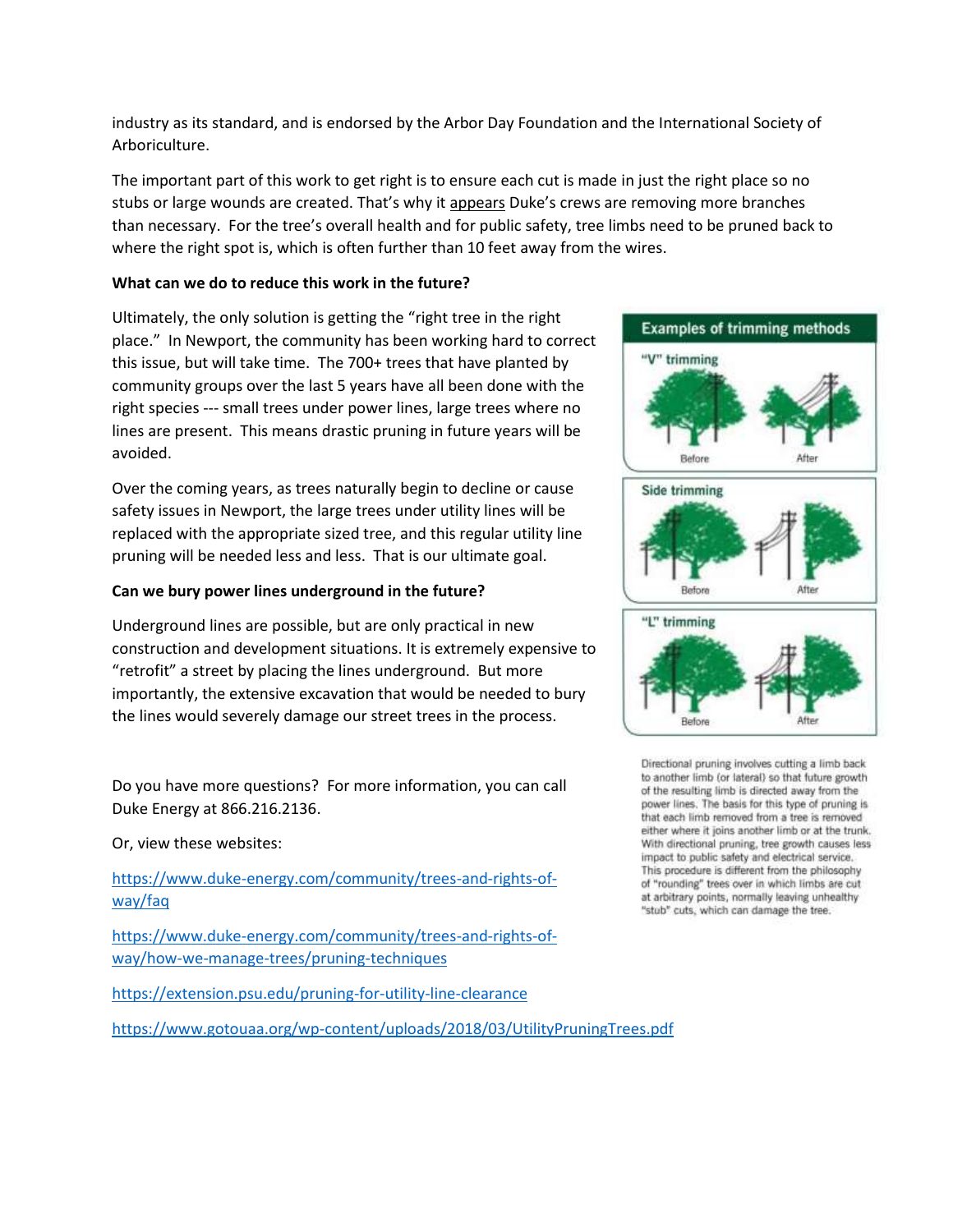industry as its standard, and is endorsed by the Arbor Day Foundation and the International Society of Arboriculture.

The important part of this work to get right is to ensure each cut is made in just the right place so no stubs or large wounds are created. That's why it appears Duke's crews are removing more branches than necessary. For the tree's overall health and for public safety, tree limbs need to be pruned back to where the right spot is, which is often further than 10 feet away from the wires.

**What can we do to reduce this work in the future?**

Ultimately, the only solution is getting the "right tree in the right place." In Newport, the community has been working hard to correct this issue, but will take time. The 700+ trees that have planted by community groups over the last 5 years have all been done with the right species --- small trees under power lines, large trees where no lines are present. This means drastic pruning in future years will be avoided.

Over the coming years, as trees naturally begin to decline or cause safety issues in Newport, the large trees under utility lines will be replaced with the appropriate sized tree, and this regular utility line pruning will be needed less and less. That is our ultimate goal.

**Can we bury power lines underground in the future?**

Underground lines are possible, but are only practical in new construction and development situations. It is extremely expensive to "retrofit" a street by placing the lines underground. But more importantly, the extensive excavation that would be needed to bury the lines would severely damage our street trees in the process.

Examples of trimming methods

"V" trimming

Before After

Side trimming

Before After

"L" trimming

Before After

Directional pruning involves cutting a limb back to another limb (or lateral) so that future growth of the resulting limb is directed away from the power lines. The basis for this type of pruning is that each limb removed from a tree is removed either where it joins another limb or at the trunk. With directional pruning, tree growth causes less impact to public safety and electrical service. This procedure is different from the philosophy of "rounding" trees over in which limbs are cut at arbitrary points, normally leaving unhealthy "stub" cuts, which can damage the tree.

Do you have more questions? For more information, you can call Duke Energy at 866.216.2136.

Or, view these websites:

https://www.duke-energy.com/community/trees-and-rights-of-way/faq

https://www.duke-energy.com/community/trees-and-rights-of-way/how-we-manage-trees/pruning-techniques

https://extension.psu.edu/pruning-for-utility-line-clearance

https://www.gotouaa.org/wp-content/uploads/2018/03/UtilityPruningTrees.pdf